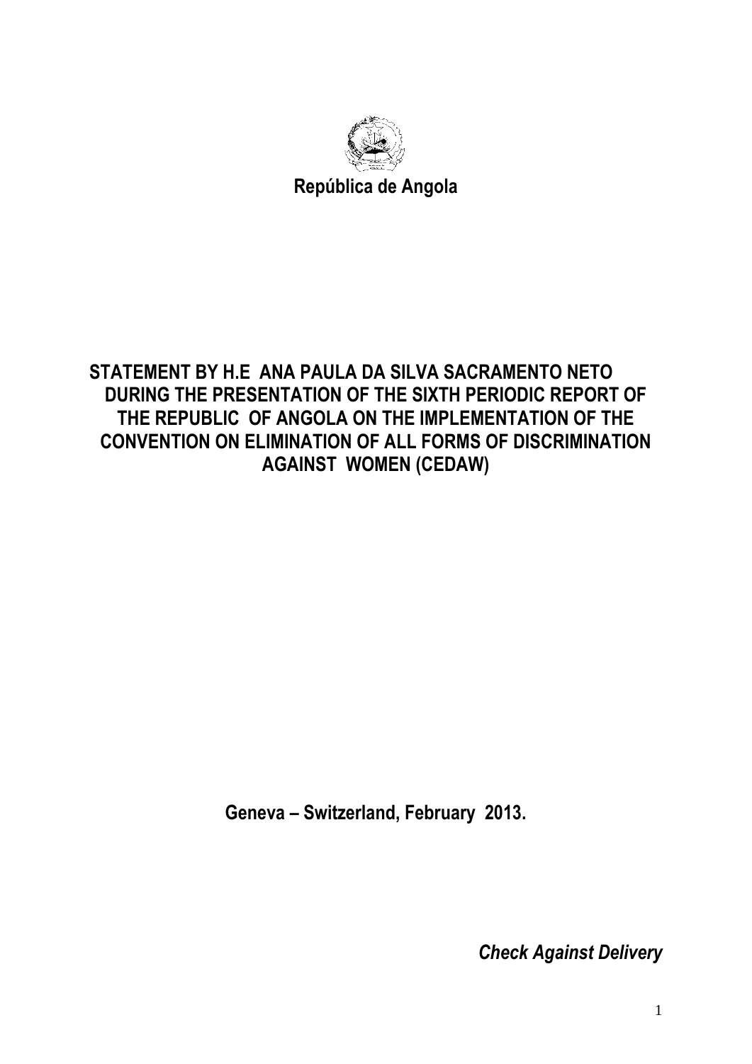**República de Angola**

# STATEMENT BY H.E ANA PAULA DA SILVA SACRAMENTO NETO DURING THE PRESENTATION OF THE SIXTH PERIODIC REPORT OF THE REPUBLIC OF ANGOLA ON THE IMPLEMENTATION OF THE CONVENTION ON ELIMINATION OF ALL FORMS OF DISCRIMINATION AGAINST WOMEN (CEDAW)

**Geneva – Switzerland, February 2013.**

***Check Against Delivery***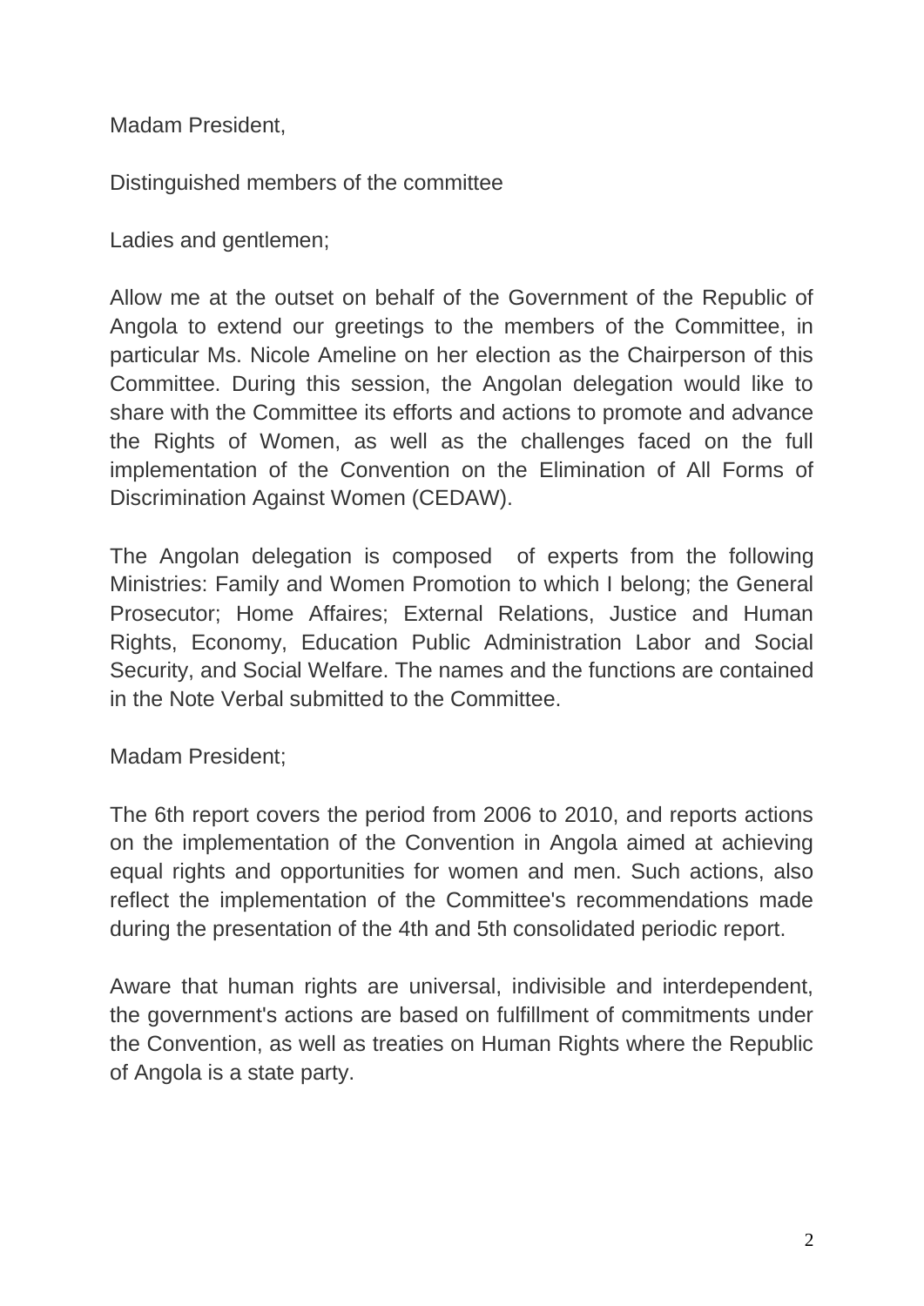Madam President,

Distinguished members of the committee

Ladies and gentlemen;

Allow me at the outset on behalf of the Government of the Republic of Angola to extend our greetings to the members of the Committee, in particular Ms. Nicole Ameline on her election as the Chairperson of this Committee. During this session, the Angolan delegation would like to share with the Committee its efforts and actions to promote and advance the Rights of Women, as well as the challenges faced on the full implementation of the Convention on the Elimination of All Forms of Discrimination Against Women (CEDAW).

The Angolan delegation is composed of experts from the following Ministries: Family and Women Promotion to which I belong; the General Prosecutor; Home Affaires; External Relations, Justice and Human Rights, Economy, Education Public Administration Labor and Social Security, and Social Welfare. The names and the functions are contained in the Note Verbal submitted to the Committee.

Madam President;

The 6th report covers the period from 2006 to 2010, and reports actions on the implementation of the Convention in Angola aimed at achieving equal rights and opportunities for women and men. Such actions, also reflect the implementation of the Committee's recommendations made during the presentation of the 4th and 5th consolidated periodic report.

Aware that human rights are universal, indivisible and interdependent, the government's actions are based on fulfillment of commitments under the Convention, as well as treaties on Human Rights where the Republic of Angola is a state party.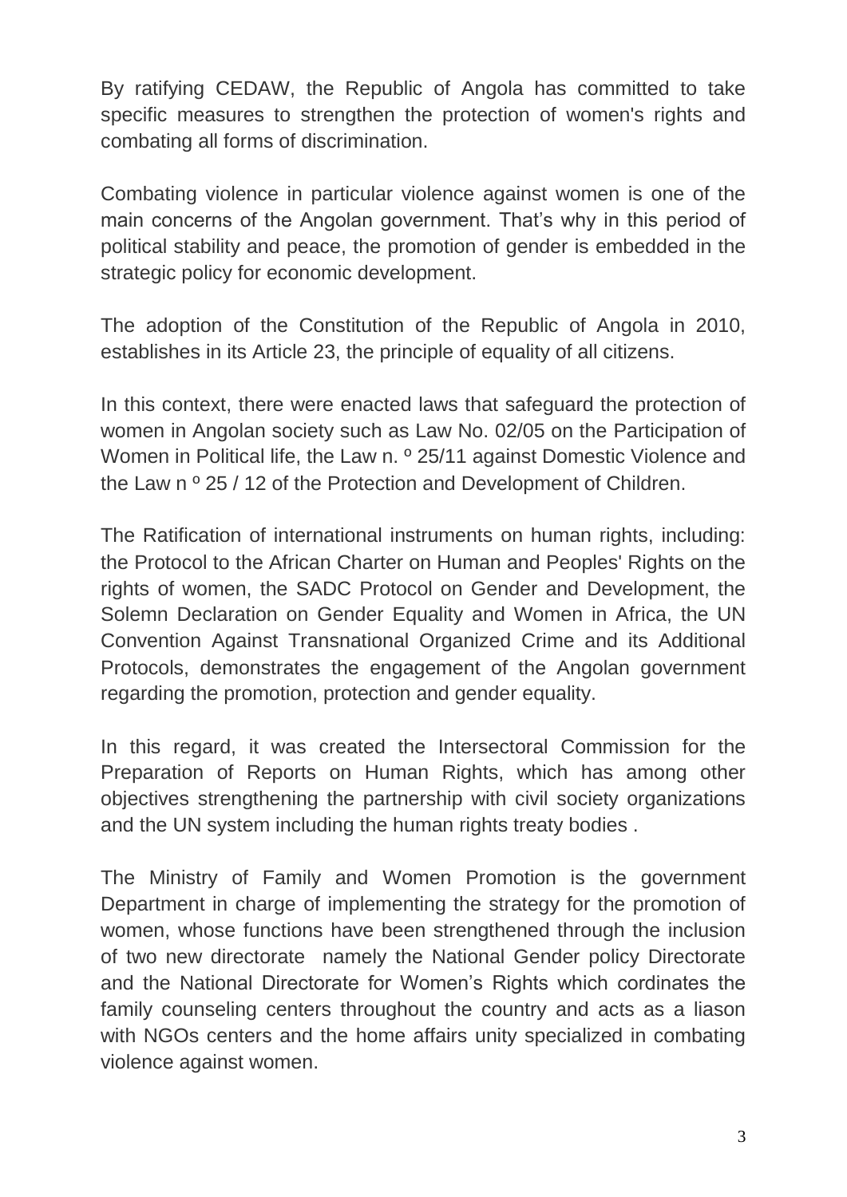By ratifying CEDAW, the Republic of Angola has committed to take specific measures to strengthen the protection of women's rights and combating all forms of discrimination.

Combating violence in particular violence against women is one of the main concerns of the Angolan government. That's why in this period of political stability and peace, the promotion of gender is embedded in the strategic policy for economic development.

The adoption of the Constitution of the Republic of Angola in 2010, establishes in its Article 23, the principle of equality of all citizens.

In this context, there were enacted laws that safeguard the protection of women in Angolan society such as Law No. 02/05 on the Participation of Women in Political life, the Law n. º 25/11 against Domestic Violence and the Law n º 25 / 12 of the Protection and Development of Children.

The Ratification of international instruments on human rights, including: the Protocol to the African Charter on Human and Peoples' Rights on the rights of women, the SADC Protocol on Gender and Development, the Solemn Declaration on Gender Equality and Women in Africa, the UN Convention Against Transnational Organized Crime and its Additional Protocols, demonstrates the engagement of the Angolan government regarding the promotion, protection and gender equality.

In this regard, it was created the Intersectoral Commission for the Preparation of Reports on Human Rights, which has among other objectives strengthening the partnership with civil society organizations and the UN system including the human rights treaty bodies .

The Ministry of Family and Women Promotion is the government Department in charge of implementing the strategy for the promotion of women, whose functions have been strengthened through the inclusion of two new directorate namely the National Gender policy Directorate and the National Directorate for Women's Rights which cordinates the family counseling centers throughout the country and acts as a liason with NGOs centers and the home affairs unity specialized in combating violence against women.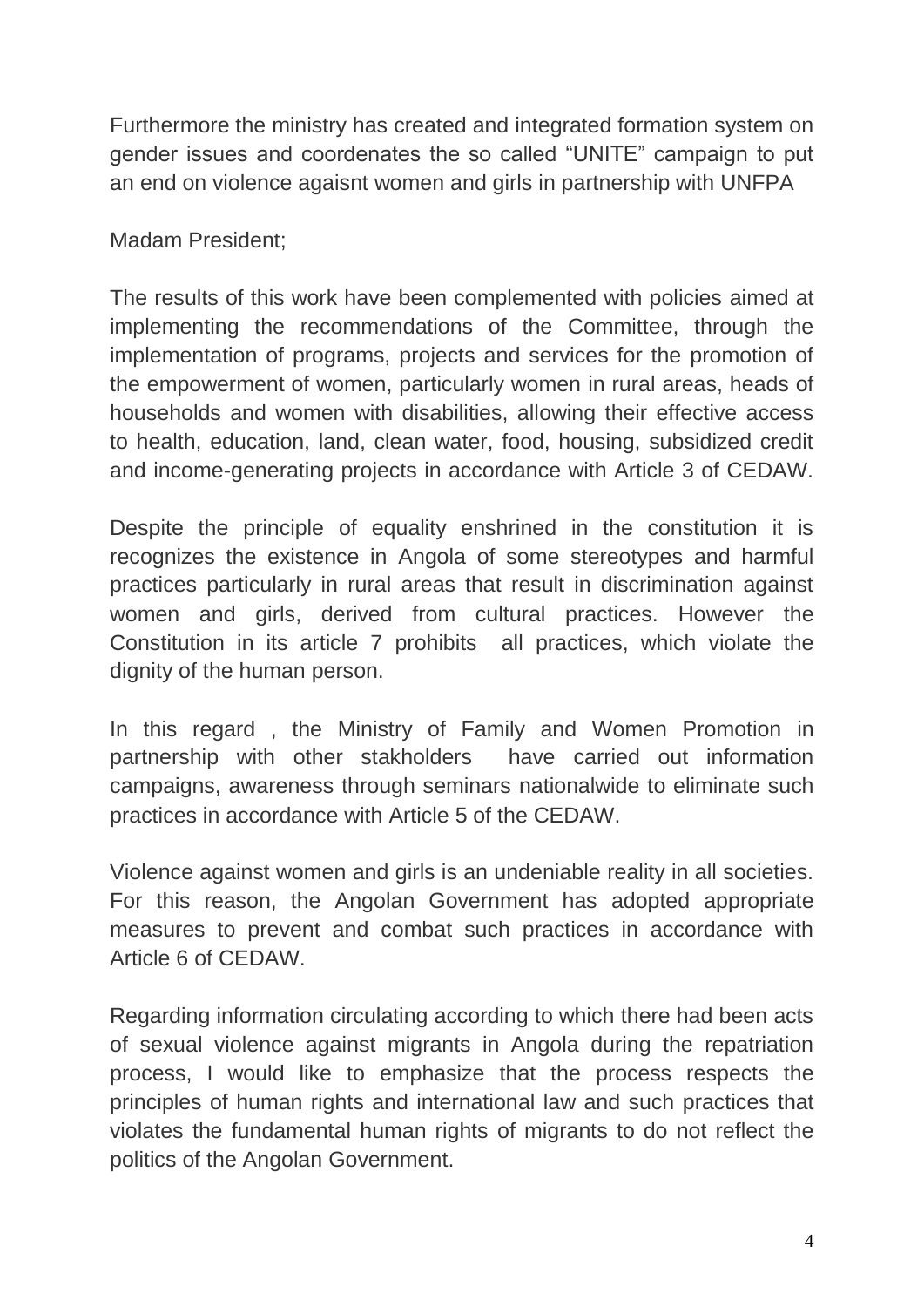Furthermore the ministry has created and integrated formation system on gender issues and coordenates the so called “UNITE” campaign to put an end on violence agaisnt women and girls in partnership with UNFPA

Madam President;

The results of this work have been complemented with policies aimed at implementing the recommendations of the Committee, through the implementation of programs, projects and services for the promotion of the empowerment of women, particularly women in rural areas, heads of households and women with disabilities, allowing their effective access to health, education, land, clean water, food, housing, subsidized credit and income-generating projects in accordance with Article 3 of CEDAW.

Despite the principle of equality enshrined in the constitution it is recognizes the existence in Angola of some stereotypes and harmful practices particularly in rural areas that result in discrimination against women and girls, derived from cultural practices. However the Constitution in its article 7 prohibits all practices, which violate the dignity of the human person.

In this regard , the Ministry of Family and Women Promotion in partnership with other stakholders have carried out information campaigns, awareness through seminars nationalwide to eliminate such practices in accordance with Article 5 of the CEDAW.

Violence against women and girls is an undeniable reality in all societies. For this reason, the Angolan Government has adopted appropriate measures to prevent and combat such practices in accordance with Article 6 of CEDAW.

Regarding information circulating according to which there had been acts of sexual violence against migrants in Angola during the repatriation process, I would like to emphasize that the process respects the principles of human rights and international law and such practices that violates the fundamental human rights of migrants to do not reflect the politics of the Angolan Government.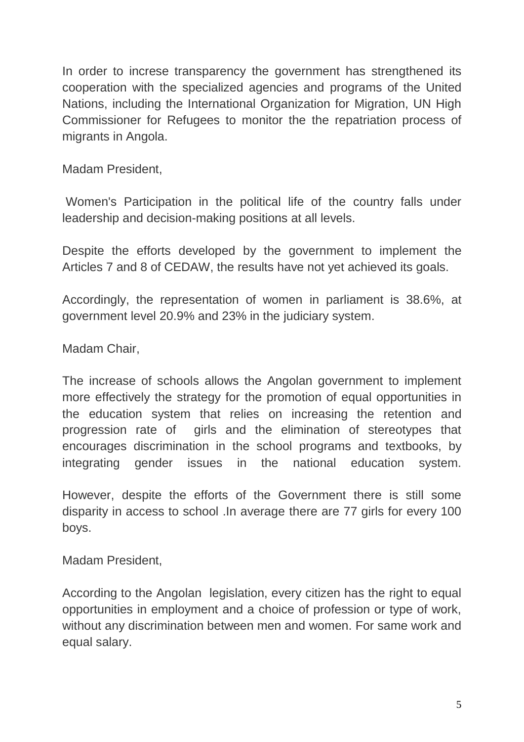In order to increse transparency the government has strengthened its cooperation with the specialized agencies and programs of the United Nations, including the International Organization for Migration, UN High Commissioner for Refugees to monitor the the repatriation process of migrants in Angola.

Madam President,

Women's Participation in the political life of the country falls under leadership and decision-making positions at all levels.

Despite the efforts developed by the government to implement the Articles 7 and 8 of CEDAW, the results have not yet achieved its goals.

Accordingly, the representation of women in parliament is 38.6%, at government level 20.9% and 23% in the judiciary system.

Madam Chair,

The increase of schools allows the Angolan government to implement more effectively the strategy for the promotion of equal opportunities in the education system that relies on increasing the retention and progression rate of girls and the elimination of stereotypes that encourages discrimination in the school programs and textbooks, by integrating gender issues in the national education system.

However, despite the efforts of the Government there is still some disparity in access to school .In average there are 77 girls for every 100 boys.

Madam President,

According to the Angolan legislation, every citizen has the right to equal opportunities in employment and a choice of profession or type of work, without any discrimination between men and women. For same work and equal salary.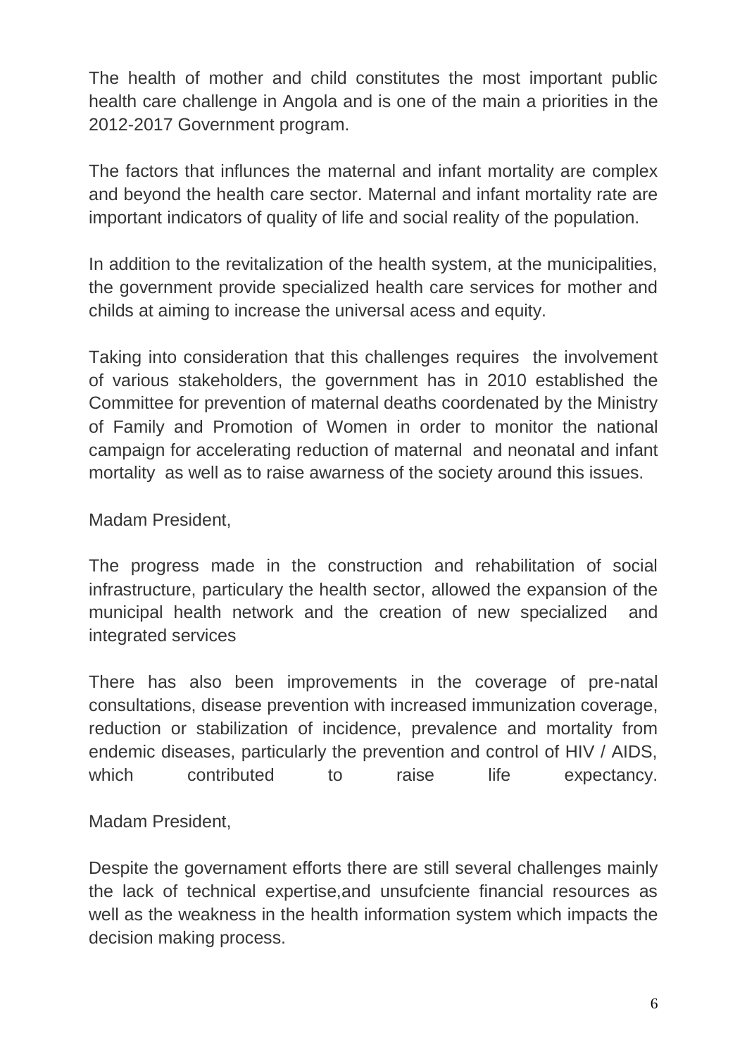The health of mother and child constitutes the most important public health care challenge in Angola and is one of the main a priorities in the 2012-2017 Government program.

The factors that influnces the maternal and infant mortality are complex and beyond the health care sector. Maternal and infant mortality rate are important indicators of quality of life and social reality of the population.

In addition to the revitalization of the health system, at the municipalities, the government provide specialized health care services for mother and childs at aiming to increase the universal acess and equity.

Taking into consideration that this challenges requires the involvement of various stakeholders, the government has in 2010 established the Committee for prevention of maternal deaths coordenated by the Ministry of Family and Promotion of Women in order to monitor the national campaign for accelerating reduction of maternal and neonatal and infant mortality as well as to raise awarness of the society around this issues.

Madam President,

The progress made in the construction and rehabilitation of social infrastructure, particulary the health sector, allowed the expansion of the municipal health network and the creation of new specialized and integrated services

There has also been improvements in the coverage of pre-natal consultations, disease prevention with increased immunization coverage, reduction or stabilization of incidence, prevalence and mortality from endemic diseases, particularly the prevention and control of HIV / AIDS, which contributed to raise life expectancy.

Madam President,

Despite the governament efforts there are still several challenges mainly the lack of technical expertise,and unsufciente financial resources as well as the weakness in the health information system which impacts the decision making process.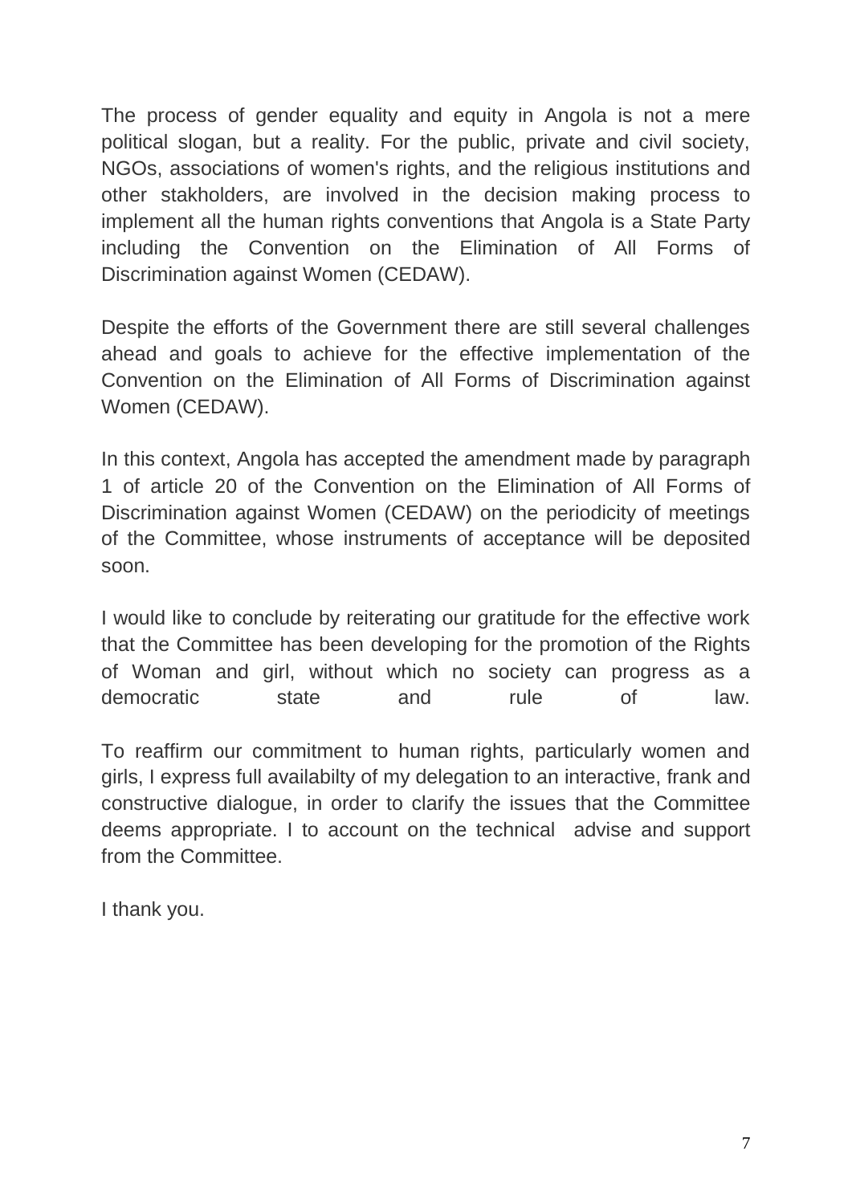The process of gender equality and equity in Angola is not a mere political slogan, but a reality. For the public, private and civil society, NGOs, associations of women's rights, and the religious institutions and other stakholders, are involved in the decision making process to implement all the human rights conventions that Angola is a State Party including the Convention on the Elimination of All Forms of Discrimination against Women (CEDAW).

Despite the efforts of the Government there are still several challenges ahead and goals to achieve for the effective implementation of the Convention on the Elimination of All Forms of Discrimination against Women (CEDAW).

In this context, Angola has accepted the amendment made by paragraph 1 of article 20 of the Convention on the Elimination of All Forms of Discrimination against Women (CEDAW) on the periodicity of meetings of the Committee, whose instruments of acceptance will be deposited soon.

I would like to conclude by reiterating our gratitude for the effective work that the Committee has been developing for the promotion of the Rights of Woman and girl, without which no society can progress as a democratic state and rule of law.

To reaffirm our commitment to human rights, particularly women and girls, I express full availabilty of my delegation to an interactive, frank and constructive dialogue, in order to clarify the issues that the Committee deems appropriate. I to account on the technical advise and support from the Committee.

I thank you.